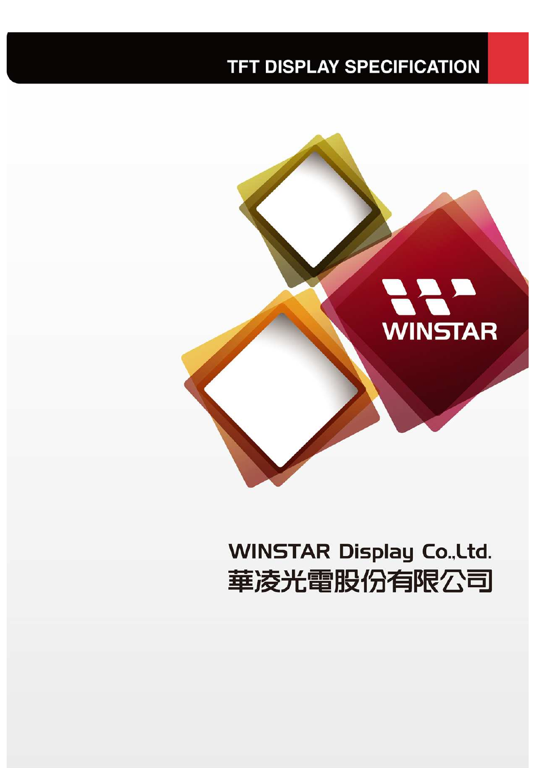# TFT DISPLAY SPECIFICATION

WINSTAR

WINSTAR Display Co.,Ltd.

華凌光電股份有限公司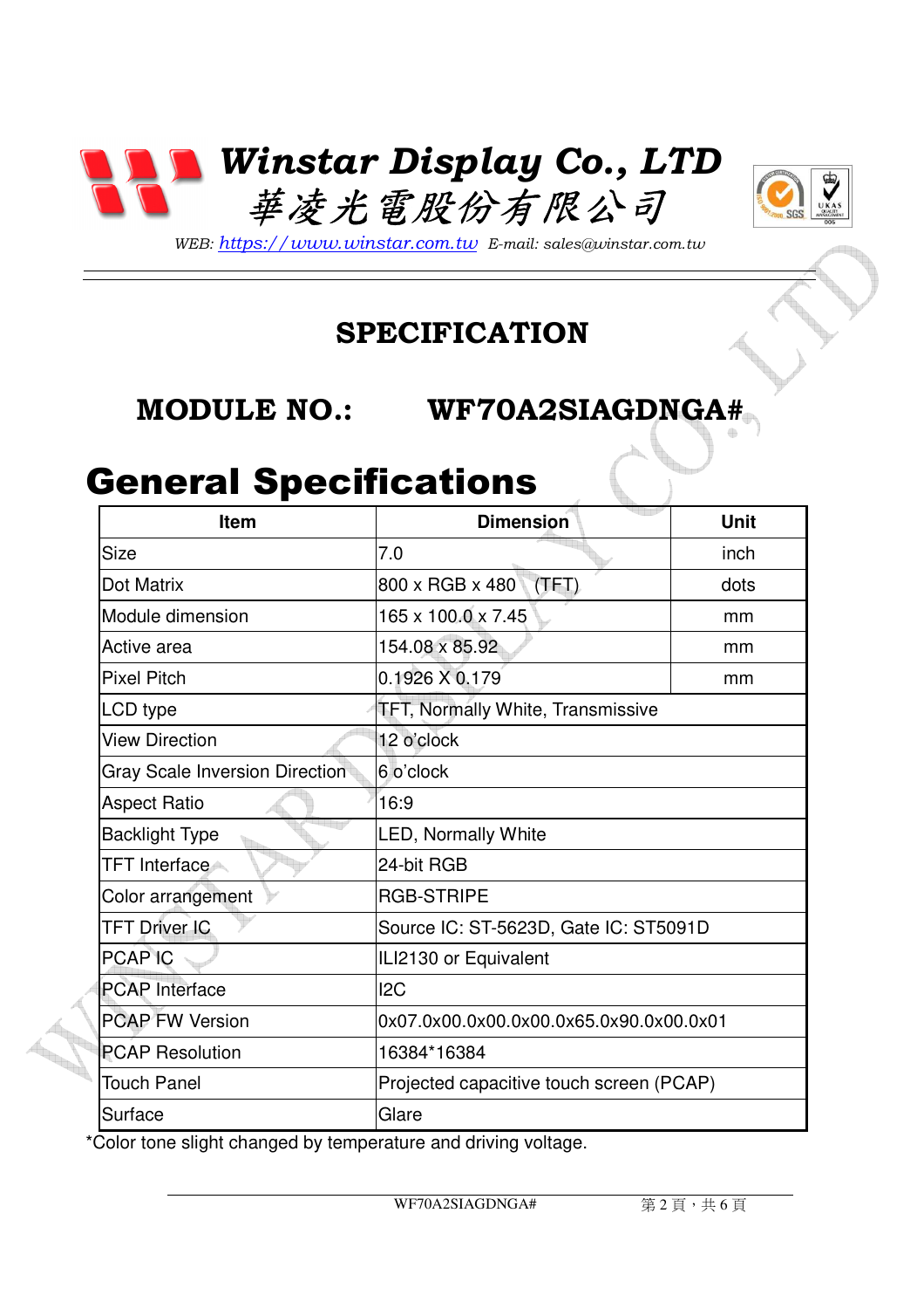# Winstar Display Co., LTD
華凌光電股份有限公司

*WEB: https://www.winstar.com.tw E-mail: sales@winstar.com.tw*

## SPECIFICATION

**MODULE NO.: WF70A2SIAGDNGA#**

# General Specifications

| Item | Dimension | Unit |
|---|---|---|
| Size | 7.0 | inch |
| Dot Matrix | 800 x RGB x 480 (TFT) | dots |
| Module dimension | 165 x 100.0 x 7.45 | mm |
| Active area | 154.08 x 85.92 | mm |
| Pixel Pitch | 0.1926 X 0.179 | mm |
| LCD type | TFT, Normally White, Transmissive | |
| View Direction | 12 o'clock | |
| Gray Scale Inversion Direction | 6 o'clock | |
| Aspect Ratio | 16:9 | |
| Backlight Type | LED, Normally White | |
| TFT Interface | 24-bit RGB | |
| Color arrangement | RGB-STRIPE | |
| TFT Driver IC | Source IC: ST-5623D, Gate IC: ST5091D | |
| PCAP IC | ILI2130 or Equivalent | |
| PCAP Interface | I2C | |
| PCAP FW Version | 0x07.0x00.0x00.0x00.0x65.0x90.0x00.0x01 | |
| PCAP Resolution | 16384*16384 | |
| Touch Panel | Projected capacitive touch screen (PCAP) | |
| Surface | Glare | |

*Color tone slight changed by temperature and driving voltage.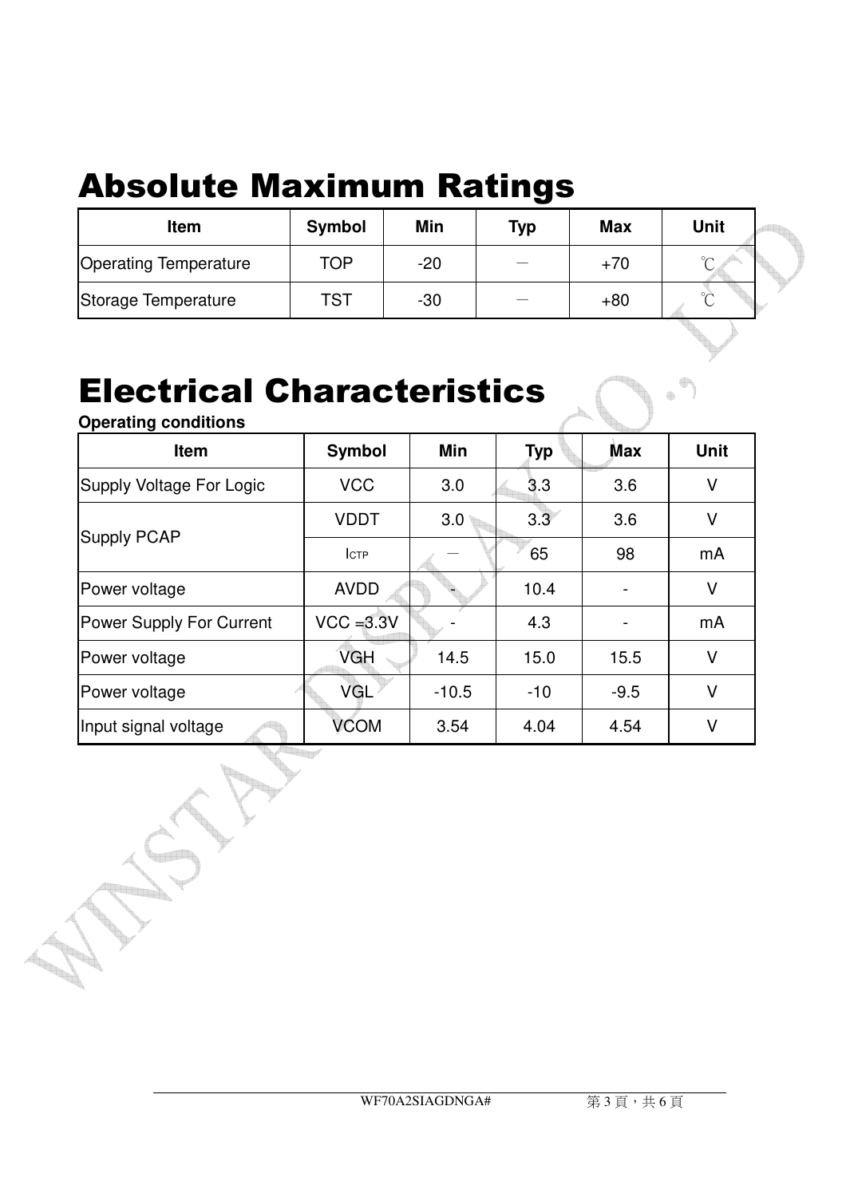# Absolute Maximum Ratings

| Item | Symbol | Min | Typ | Max | Unit |
|---|---|---|---|---|---|
| Operating Temperature | TOP | -20 | — | +70 | ℃ |
| Storage Temperature | TST | -30 | — | +80 | ℃ |

# Electrical Characteristics

**Operating conditions**

| Item | Symbol | Min | Typ | Max | Unit |
|---|---|---|---|---|---|
| Supply Voltage For Logic | VCC | 3.0 | 3.3 | 3.6 | V |
| Supply PCAP | VDDT | 3.0 | 3.3 | 3.6 | V |
| | $I_{CTP}$ | — | 65 | 98 | mA |
| Power voltage | AVDD | - | 10.4 | - | V |
| Power Supply For Current | VCC =3.3V | - | 4.3 | - | mA |
| Power voltage | VGH | 14.5 | 15.0 | 15.5 | V |
| Power voltage | VGL | -10.5 | -10 | -9.5 | V |
| Input signal voltage | VCOM | 3.54 | 4.04 | 4.54 | V |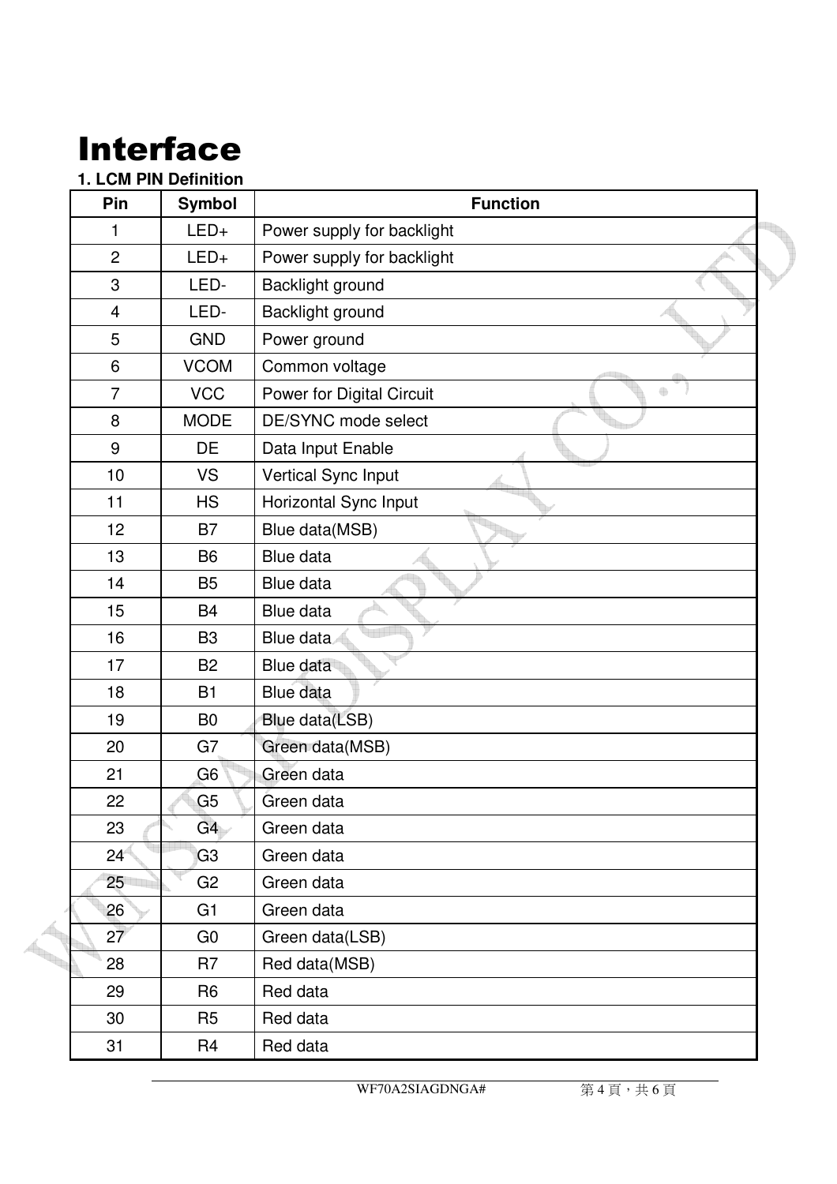# Interface

### 1. LCM PIN Definition

| Pin | Symbol | Function |
|---|---|---|
| 1 | LED+ | Power supply for backlight |
| 2 | LED+ | Power supply for backlight |
| 3 | LED- | Backlight ground |
| 4 | LED- | Backlight ground |
| 5 | GND | Power ground |
| 6 | VCOM | Common voltage |
| 7 | VCC | Power for Digital Circuit |
| 8 | MODE | DE/SYNC mode select |
| 9 | DE | Data Input Enable |
| 10 | VS | Vertical Sync Input |
| 11 | HS | Horizontal Sync Input |
| 12 | B7 | Blue data(MSB) |
| 13 | B6 | Blue data |
| 14 | B5 | Blue data |
| 15 | B4 | Blue data |
| 16 | B3 | Blue data |
| 17 | B2 | Blue data |
| 18 | B1 | Blue data |
| 19 | B0 | Blue data(LSB) |
| 20 | G7 | Green data(MSB) |
| 21 | G6 | Green data |
| 22 | G5 | Green data |
| 23 | G4 | Green data |
| 24 | G3 | Green data |
| 25 | G2 | Green data |
| 26 | G1 | Green data |
| 27 | G0 | Green data(LSB) |
| 28 | R7 | Red data(MSB) |
| 29 | R6 | Red data |
| 30 | R5 | Red data |
| 31 | R4 | Red data |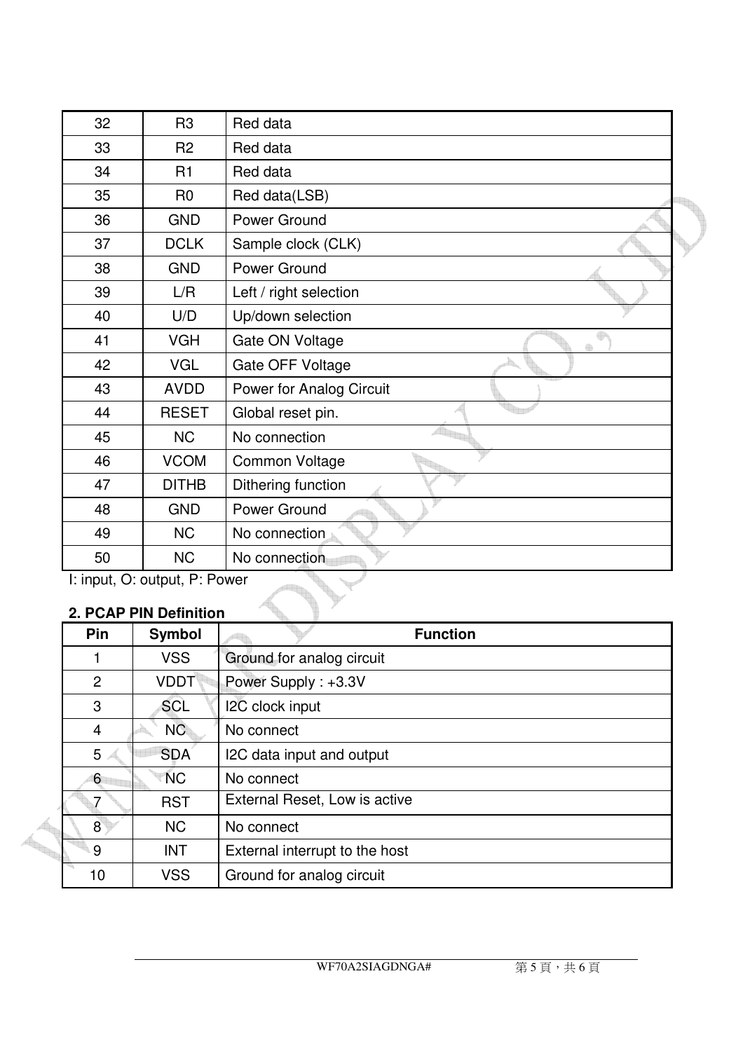| | | |
|---|---|---|
| 32 | R3 | Red data |
| 33 | R2 | Red data |
| 34 | R1 | Red data |
| 35 | R0 | Red data(LSB) |
| 36 | GND | Power Ground |
| 37 | DCLK | Sample clock (CLK) |
| 38 | GND | Power Ground |
| 39 | L/R | Left / right selection |
| 40 | U/D | Up/down selection |
| 41 | VGH | Gate ON Voltage |
| 42 | VGL | Gate OFF Voltage |
| 43 | AVDD | Power for Analog Circuit |
| 44 | RESET | Global reset pin. |
| 45 | NC | No connection |
| 46 | VCOM | Common Voltage |
| 47 | DITHB | Dithering function |
| 48 | GND | Power Ground |
| 49 | NC | No connection |
| 50 | NC | No connection |

I: input, O: output, P: Power

**2. PCAP PIN Definition**

| Pin | Symbol | Function |
|---|---|---|
| 1 | VSS | Ground for analog circuit |
| 2 | VDDT | Power Supply : +3.3V |
| 3 | SCL | I2C clock input |
| 4 | NC | No connect |
| 5 | SDA | I2C data input and output |
| 6 | NC | No connect |
| 7 | RST | External Reset, Low is active |
| 8 | NC | No connect |
| 9 | INT | External interrupt to the host |
| 10 | VSS | Ground for analog circuit |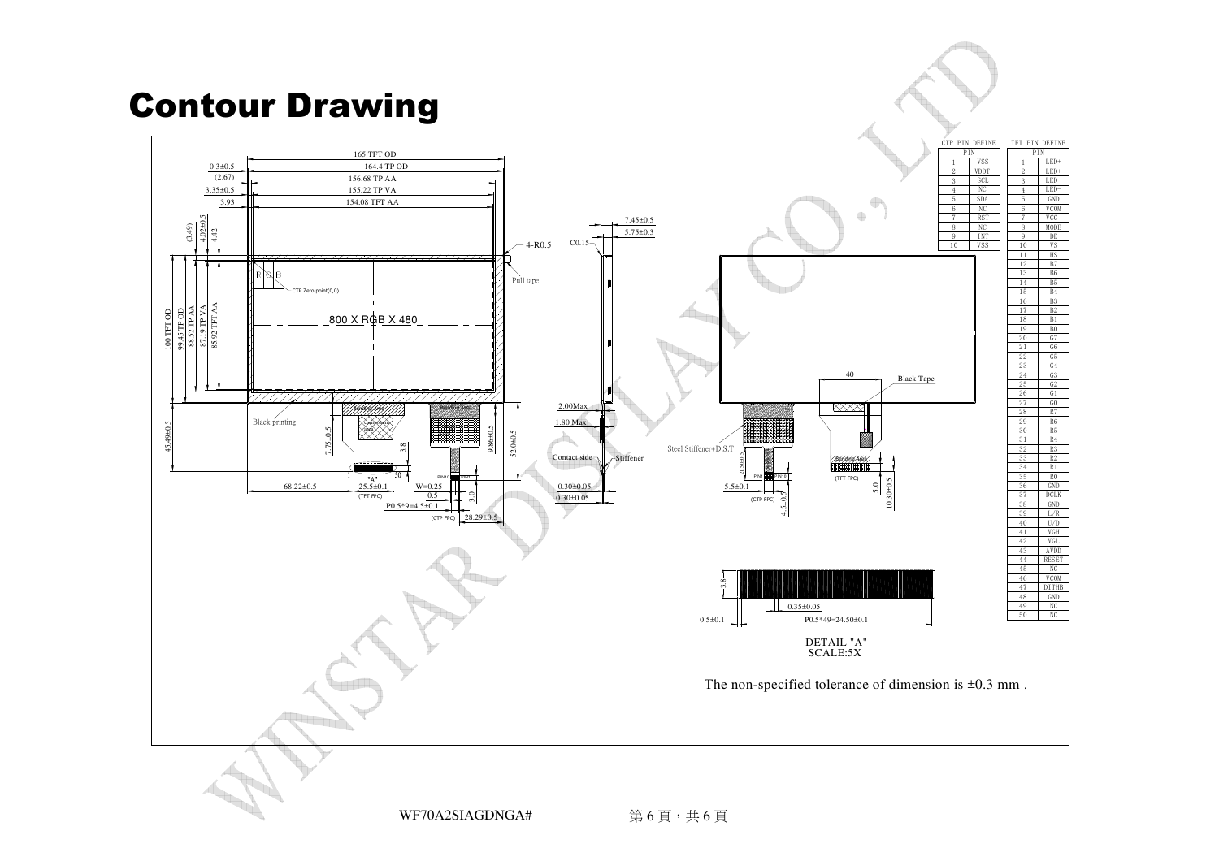# Contour Drawing

| CTP PIN DEFINE | |
|---|---|
| PIN | |
| 1 | VSS |
| 2 | VDDT |
| 3 | SCL |
| 4 | NC |
| 5 | SDA |
| 6 | NC |
| 7 | RST |
| 8 | NC |
| 9 | INT |
| 10 | VSS |

| TFT PIN DEFINE | |
|---|---|
| PIN | |
| 1 | LED+ |
| 2 | LED+ |
| 3 | LED- |
| 4 | LED- |
| 5 | GND |
| 6 | VCOM |
| 7 | VCC |
| 8 | MODE |
| 9 | DE |
| 10 | VS |
| 11 | HS |
| 12 | B7 |
| 13 | B6 |
| 14 | B5 |
| 15 | B4 |
| 16 | B3 |
| 17 | B2 |
| 18 | B1 |
| 19 | B0 |
| 20 | G7 |
| 21 | G6 |
| 22 | G5 |
| 23 | G4 |
| 24 | G3 |
| 25 | G2 |
| 26 | G1 |
| 27 | G0 |
| 28 | R7 |
| 29 | R6 |
| 30 | R5 |
| 31 | R4 |
| 32 | R3 |
| 33 | R2 |
| 34 | R1 |
| 35 | R0 |
| 36 | GND |
| 37 | DCLK |
| 38 | GND |
| 39 | L/R |
| 40 | U/D |
| 41 | VGH |
| 42 | VGL |
| 43 | AVDD |
| 44 | RESET |
| 45 | NC |
| 46 | VCOM |
| 47 | DITHB |
| 48 | GND |
| 49 | NC |
| 50 | NC |

165 TFT OD
0.3±0.5
164.4 TP OD
(2.67)
156.68 TP AA
3.35±0.5
155.22 TP VA
3.93
154.08 TFT AA
(3.49)
4.02±0.5
4.42
100 TFT OD
99.45 TP OD
88.52 TP AA
87.19 TP VA
85.92 TFT AA
4-R0.5
C0.15
7.45±0.5
5.75±0.3
Pull tape
CTP Zero point(0,0)
800 X RGB X 480
Black printing
45.49±0.5
7.75±0.5
3.8
9.86±0.5
52.0±0.5
2.00Max
1.80 Max
Contact side
Stiffener
68.22±0.5
"A"
25.5±0.1
(TFT FPC)
W=0.25
0.5
P0.5*9=4.5±0.1
3.0
(CTP FPC)
28.29±0.5
0.30±0.05
0.30±0.05
40
Black Tape
Steel Stiffener+D.S.T
5.5±0.1
(CTP FPC)
4.5±0.3
(TFT FPC)
5.0
10.30±0.5
3.8
0.35±0.05
0.5±0.1
P0.5*49=24.50±0.1
DETAIL "A"
SCALE:5X

The non-specified tolerance of dimension is ±0.3 mm .